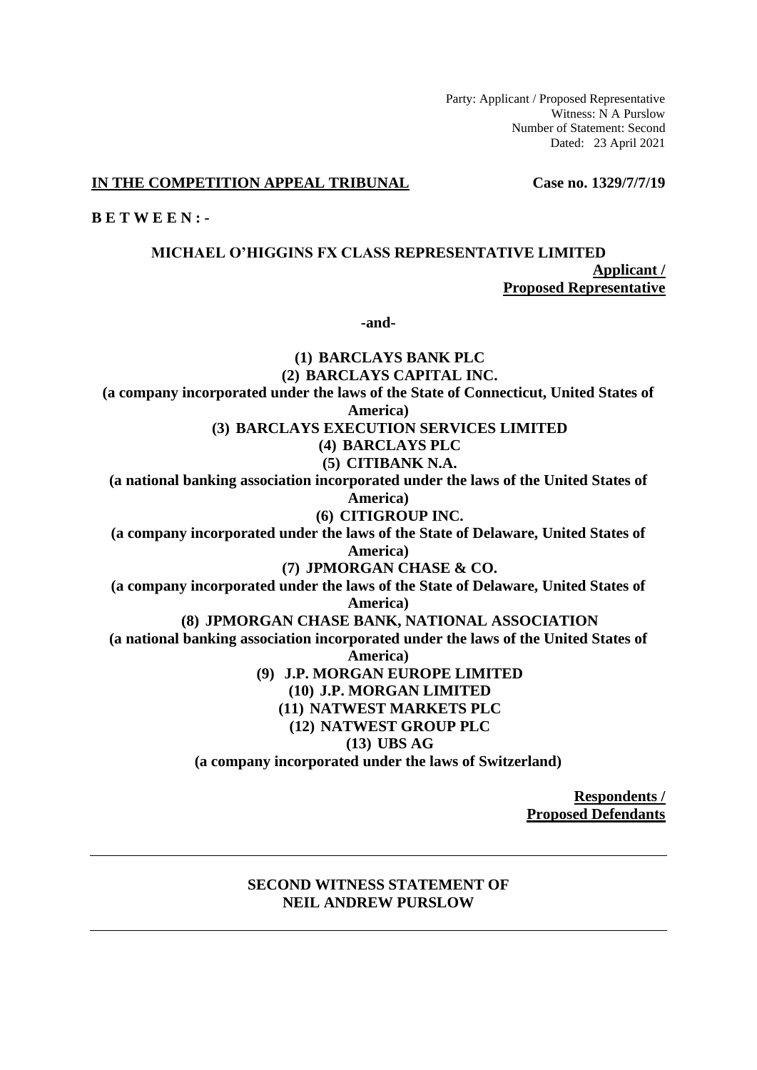Party: Applicant / Proposed Representative
Witness: N A Purslow
Number of Statement: Second
Dated: 23 April 2021

**IN THE COMPETITION APPEAL TRIBUNAL** **Case no. 1329/7/7/19**

**B E T W E E N : -**

**MICHAEL O'HIGGINS FX CLASS REPRESENTATIVE LIMITED**

**Applicant /**
**Proposed Representative**

**-and-**

**(1) BARCLAYS BANK PLC**
**(2) BARCLAYS CAPITAL INC.**
**(a company incorporated under the laws of the State of Connecticut, United States of America)**
**(3) BARCLAYS EXECUTION SERVICES LIMITED**
**(4) BARCLAYS PLC**
**(5) CITIBANK N.A.**
**(a national banking association incorporated under the laws of the United States of America)**
**(6) CITIGROUP INC.**
**(a company incorporated under the laws of the State of Delaware, United States of America)**
**(7) JPMORGAN CHASE & CO.**
**(a company incorporated under the laws of the State of Delaware, United States of America)**
**(8) JPMORGAN CHASE BANK, NATIONAL ASSOCIATION**
**(a national banking association incorporated under the laws of the United States of America)**
**(9) J.P. MORGAN EUROPE LIMITED**
**(10) J.P. MORGAN LIMITED**
**(11) NATWEST MARKETS PLC**
**(12) NATWEST GROUP PLC**
**(13) UBS AG**
**(a company incorporated under the laws of Switzerland)**

**Respondents /**
**Proposed Defendants**

---

**SECOND WITNESS STATEMENT OF**
**NEIL ANDREW PURSLOW**

---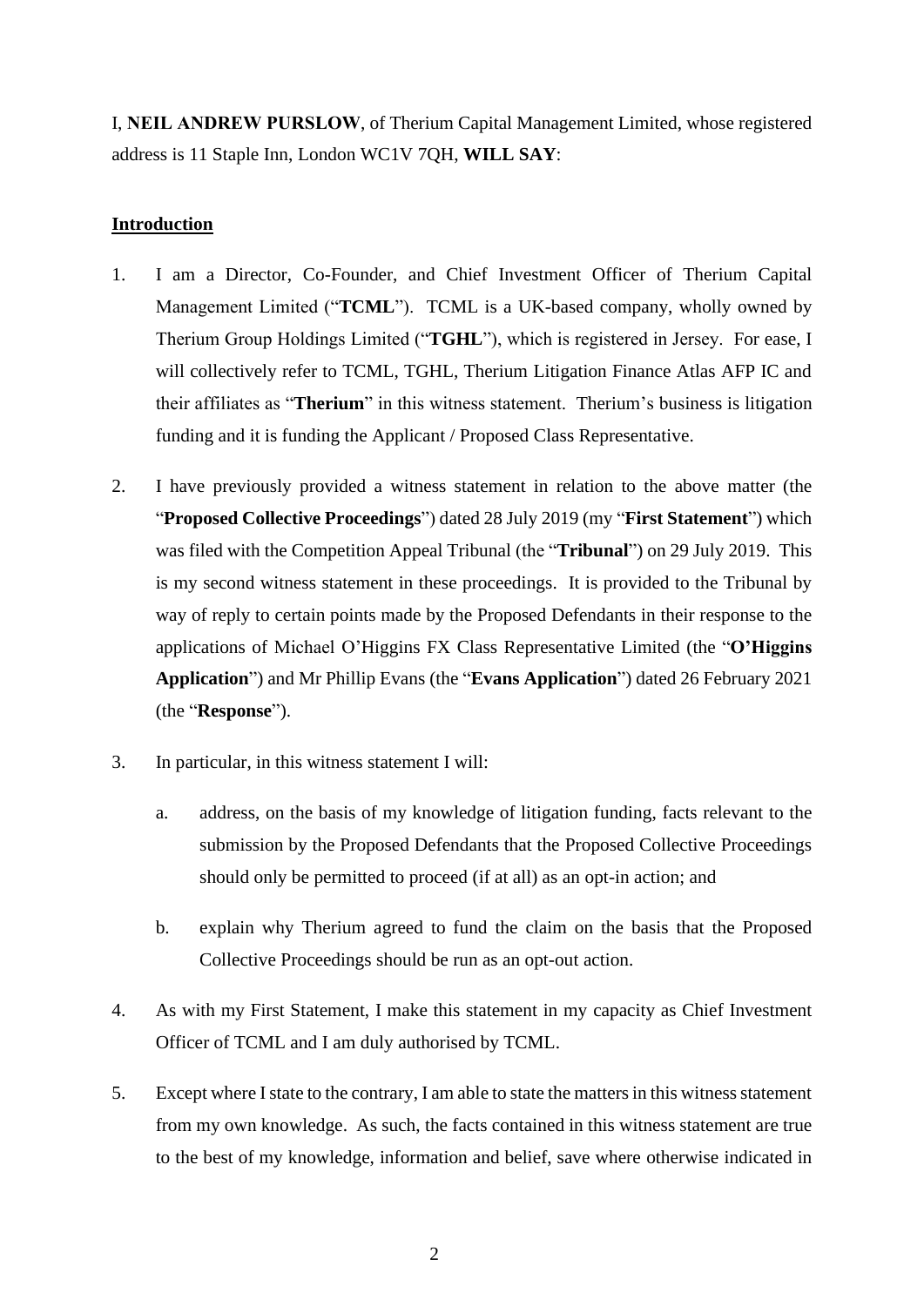I, **NEIL ANDREW PURSLOW**, of Therium Capital Management Limited, whose registered address is 11 Staple Inn, London WC1V 7QH, **WILL SAY**:

## Introduction

1. I am a Director, Co-Founder, and Chief Investment Officer of Therium Capital Management Limited ("**TCML**"). TCML is a UK-based company, wholly owned by Therium Group Holdings Limited ("**TGHL**"), which is registered in Jersey. For ease, I will collectively refer to TCML, TGHL, Therium Litigation Finance Atlas AFP IC and their affiliates as "**Therium**" in this witness statement. Therium's business is litigation funding and it is funding the Applicant / Proposed Class Representative.

2. I have previously provided a witness statement in relation to the above matter (the "**Proposed Collective Proceedings**") dated 28 July 2019 (my "**First Statement**") which was filed with the Competition Appeal Tribunal (the "**Tribunal**") on 29 July 2019. This is my second witness statement in these proceedings. It is provided to the Tribunal by way of reply to certain points made by the Proposed Defendants in their response to the applications of Michael O'Higgins FX Class Representative Limited (the "**O'Higgins Application**") and Mr Phillip Evans (the "**Evans Application**") dated 26 February 2021 (the "**Response**").

3. In particular, in this witness statement I will:

   a. address, on the basis of my knowledge of litigation funding, facts relevant to the submission by the Proposed Defendants that the Proposed Collective Proceedings should only be permitted to proceed (if at all) as an opt-in action; and

   b. explain why Therium agreed to fund the claim on the basis that the Proposed Collective Proceedings should be run as an opt-out action.

4. As with my First Statement, I make this statement in my capacity as Chief Investment Officer of TCML and I am duly authorised by TCML.

5. Except where I state to the contrary, I am able to state the matters in this witness statement from my own knowledge. As such, the facts contained in this witness statement are true to the best of my knowledge, information and belief, save where otherwise indicated in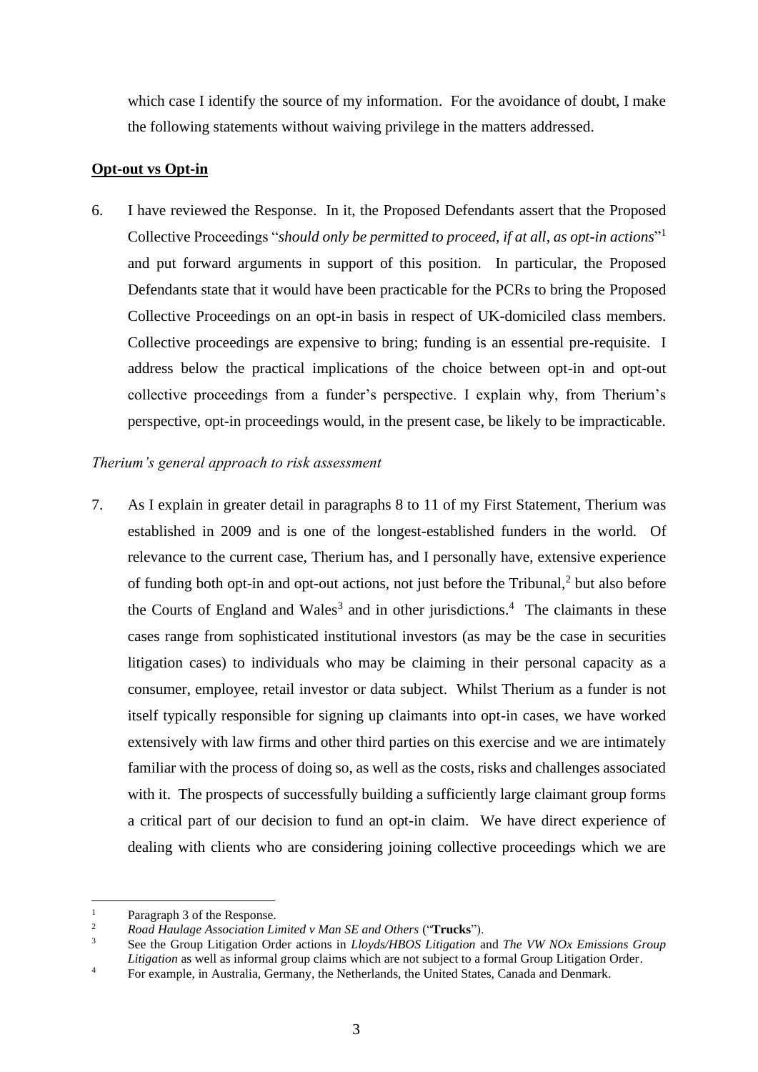which case I identify the source of my information. For the avoidance of doubt, I make the following statements without waiving privilege in the matters addressed.

## **Opt-out vs Opt-in**

6. I have reviewed the Response. In it, the Proposed Defendants assert that the Proposed Collective Proceedings "*should only be permitted to proceed, if at all, as opt-in actions*"[1] and put forward arguments in support of this position. In particular, the Proposed Defendants state that it would have been practicable for the PCRs to bring the Proposed Collective Proceedings on an opt-in basis in respect of UK-domiciled class members. Collective proceedings are expensive to bring; funding is an essential pre-requisite. I address below the practical implications of the choice between opt-in and opt-out collective proceedings from a funder's perspective. I explain why, from Therium's perspective, opt-in proceedings would, in the present case, be likely to be impracticable.

### *Therium's general approach to risk assessment*

7. As I explain in greater detail in paragraphs 8 to 11 of my First Statement, Therium was established in 2009 and is one of the longest-established funders in the world. Of relevance to the current case, Therium has, and I personally have, extensive experience of funding both opt-in and opt-out actions, not just before the Tribunal,[2] but also before the Courts of England and Wales[3] and in other jurisdictions.[4] The claimants in these cases range from sophisticated institutional investors (as may be the case in securities litigation cases) to individuals who may be claiming in their personal capacity as a consumer, employee, retail investor or data subject. Whilst Therium as a funder is not itself typically responsible for signing up claimants into opt-in cases, we have worked extensively with law firms and other third parties on this exercise and we are intimately familiar with the process of doing so, as well as the costs, risks and challenges associated with it. The prospects of successfully building a sufficiently large claimant group forms a critical part of our decision to fund an opt-in claim. We have direct experience of dealing with clients who are considering joining collective proceedings which we are

---

[1] Paragraph 3 of the Response.

[2] *Road Haulage Association Limited v Man SE and Others* ("**Trucks**").

[3] See the Group Litigation Order actions in *Lloyds/HBOS Litigation* and *The VW NOx Emissions Group Litigation* as well as informal group claims which are not subject to a formal Group Litigation Order.

[4] For example, in Australia, Germany, the Netherlands, the United States, Canada and Denmark.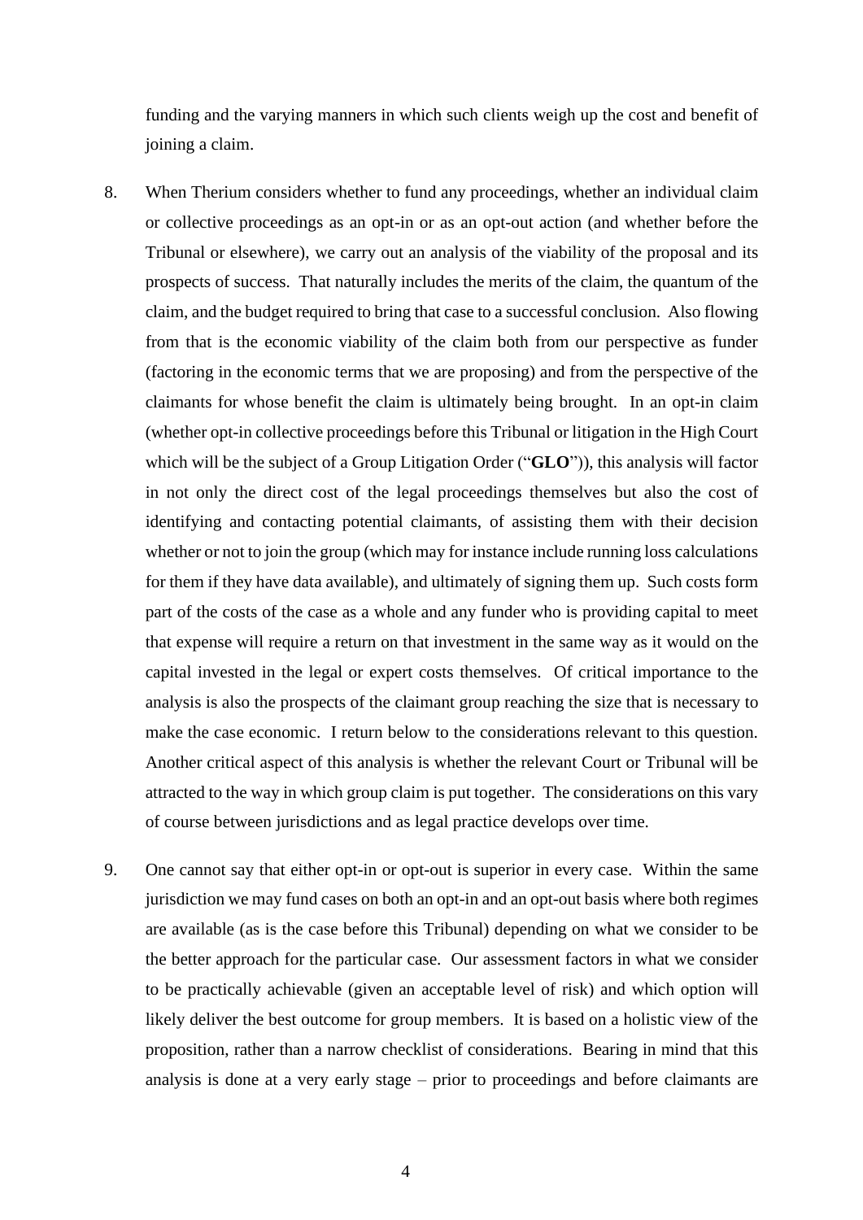funding and the varying manners in which such clients weigh up the cost and benefit of joining a claim.

8. When Therium considers whether to fund any proceedings, whether an individual claim or collective proceedings as an opt-in or as an opt-out action (and whether before the Tribunal or elsewhere), we carry out an analysis of the viability of the proposal and its prospects of success. That naturally includes the merits of the claim, the quantum of the claim, and the budget required to bring that case to a successful conclusion. Also flowing from that is the economic viability of the claim both from our perspective as funder (factoring in the economic terms that we are proposing) and from the perspective of the claimants for whose benefit the claim is ultimately being brought. In an opt-in claim (whether opt-in collective proceedings before this Tribunal or litigation in the High Court which will be the subject of a Group Litigation Order ("**GLO**")), this analysis will factor in not only the direct cost of the legal proceedings themselves but also the cost of identifying and contacting potential claimants, of assisting them with their decision whether or not to join the group (which may for instance include running loss calculations for them if they have data available), and ultimately of signing them up. Such costs form part of the costs of the case as a whole and any funder who is providing capital to meet that expense will require a return on that investment in the same way as it would on the capital invested in the legal or expert costs themselves. Of critical importance to the analysis is also the prospects of the claimant group reaching the size that is necessary to make the case economic. I return below to the considerations relevant to this question. Another critical aspect of this analysis is whether the relevant Court or Tribunal will be attracted to the way in which group claim is put together. The considerations on this vary of course between jurisdictions and as legal practice develops over time.

9. One cannot say that either opt-in or opt-out is superior in every case. Within the same jurisdiction we may fund cases on both an opt-in and an opt-out basis where both regimes are available (as is the case before this Tribunal) depending on what we consider to be the better approach for the particular case. Our assessment factors in what we consider to be practically achievable (given an acceptable level of risk) and which option will likely deliver the best outcome for group members. It is based on a holistic view of the proposition, rather than a narrow checklist of considerations. Bearing in mind that this analysis is done at a very early stage – prior to proceedings and before claimants are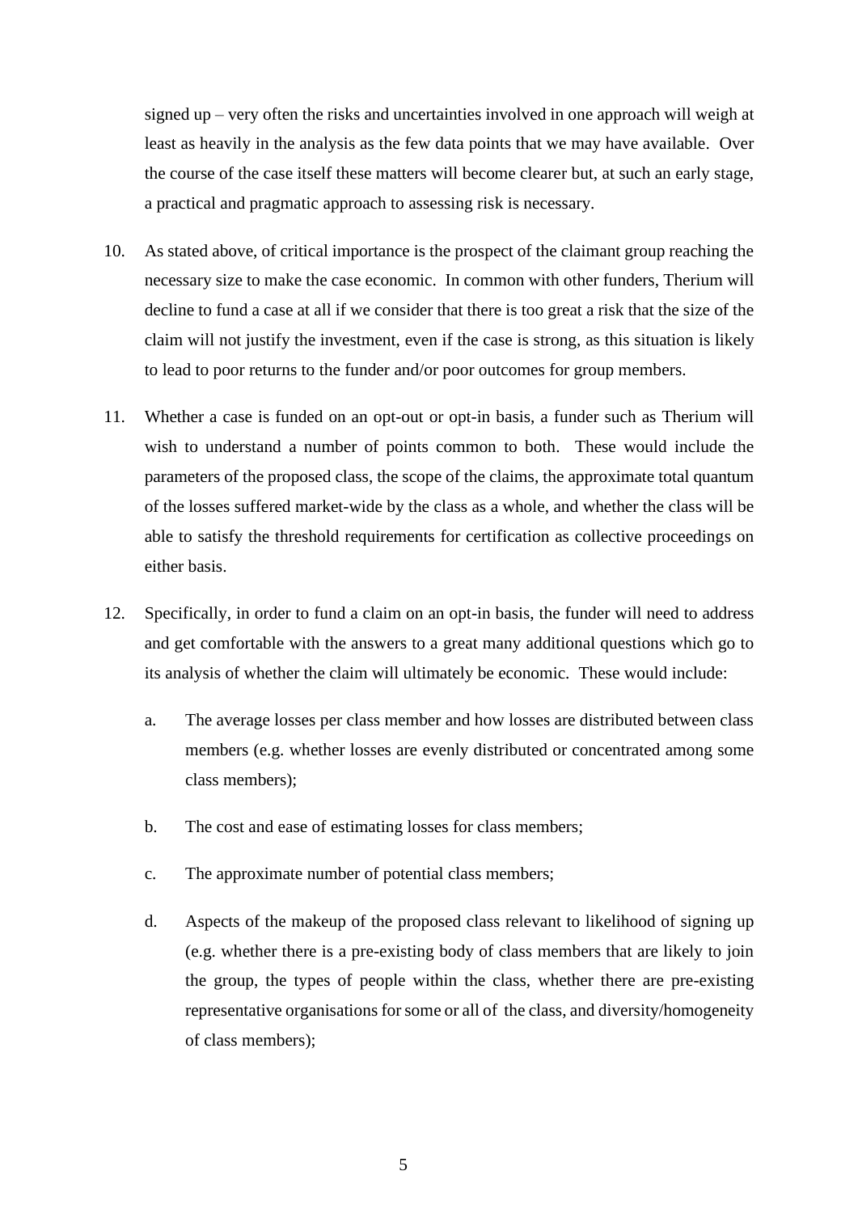signed up – very often the risks and uncertainties involved in one approach will weigh at least as heavily in the analysis as the few data points that we may have available. Over the course of the case itself these matters will become clearer but, at such an early stage, a practical and pragmatic approach to assessing risk is necessary.

10. As stated above, of critical importance is the prospect of the claimant group reaching the necessary size to make the case economic. In common with other funders, Therium will decline to fund a case at all if we consider that there is too great a risk that the size of the claim will not justify the investment, even if the case is strong, as this situation is likely to lead to poor returns to the funder and/or poor outcomes for group members.

11. Whether a case is funded on an opt-out or opt-in basis, a funder such as Therium will wish to understand a number of points common to both. These would include the parameters of the proposed class, the scope of the claims, the approximate total quantum of the losses suffered market-wide by the class as a whole, and whether the class will be able to satisfy the threshold requirements for certification as collective proceedings on either basis.

12. Specifically, in order to fund a claim on an opt-in basis, the funder will need to address and get comfortable with the answers to a great many additional questions which go to its analysis of whether the claim will ultimately be economic. These would include:

    a. The average losses per class member and how losses are distributed between class members (e.g. whether losses are evenly distributed or concentrated among some class members);

    b. The cost and ease of estimating losses for class members;

    c. The approximate number of potential class members;

    d. Aspects of the makeup of the proposed class relevant to likelihood of signing up (e.g. whether there is a pre-existing body of class members that are likely to join the group, the types of people within the class, whether there are pre-existing representative organisations for some or all of the class, and diversity/homogeneity of class members);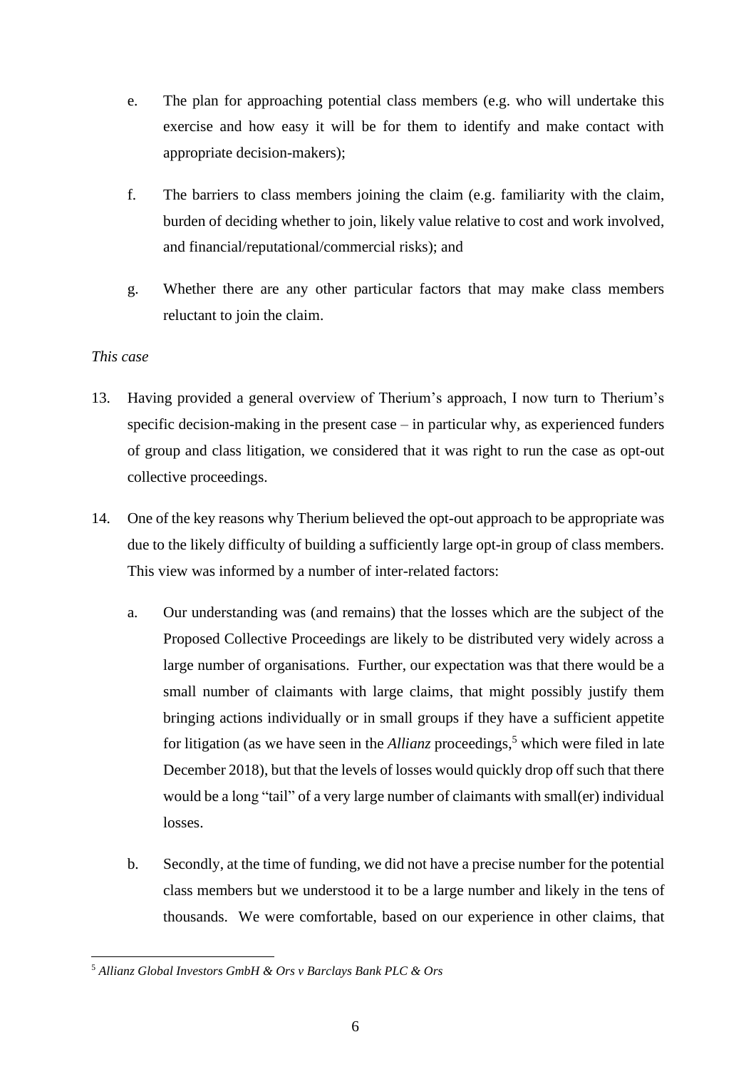e. The plan for approaching potential class members (e.g. who will undertake this exercise and how easy it will be for them to identify and make contact with appropriate decision-makers);

f. The barriers to class members joining the claim (e.g. familiarity with the claim, burden of deciding whether to join, likely value relative to cost and work involved, and financial/reputational/commercial risks); and

g. Whether there are any other particular factors that may make class members reluctant to join the claim.

*This case*

13. Having provided a general overview of Therium's approach, I now turn to Therium's specific decision-making in the present case – in particular why, as experienced funders of group and class litigation, we considered that it was right to run the case as opt-out collective proceedings.

14. One of the key reasons why Therium believed the opt-out approach to be appropriate was due to the likely difficulty of building a sufficiently large opt-in group of class members. This view was informed by a number of inter-related factors:

    a. Our understanding was (and remains) that the losses which are the subject of the Proposed Collective Proceedings are likely to be distributed very widely across a large number of organisations. Further, our expectation was that there would be a small number of claimants with large claims, that might possibly justify them bringing actions individually or in small groups if they have a sufficient appetite for litigation (as we have seen in the *Allianz* proceedings,[5] which were filed in late December 2018), but that the levels of losses would quickly drop off such that there would be a long "tail" of a very large number of claimants with small(er) individual losses.

    b. Secondly, at the time of funding, we did not have a precise number for the potential class members but we understood it to be a large number and likely in the tens of thousands. We were comfortable, based on our experience in other claims, that

[5] *Allianz Global Investors GmbH & Ors v Barclays Bank PLC & Ors*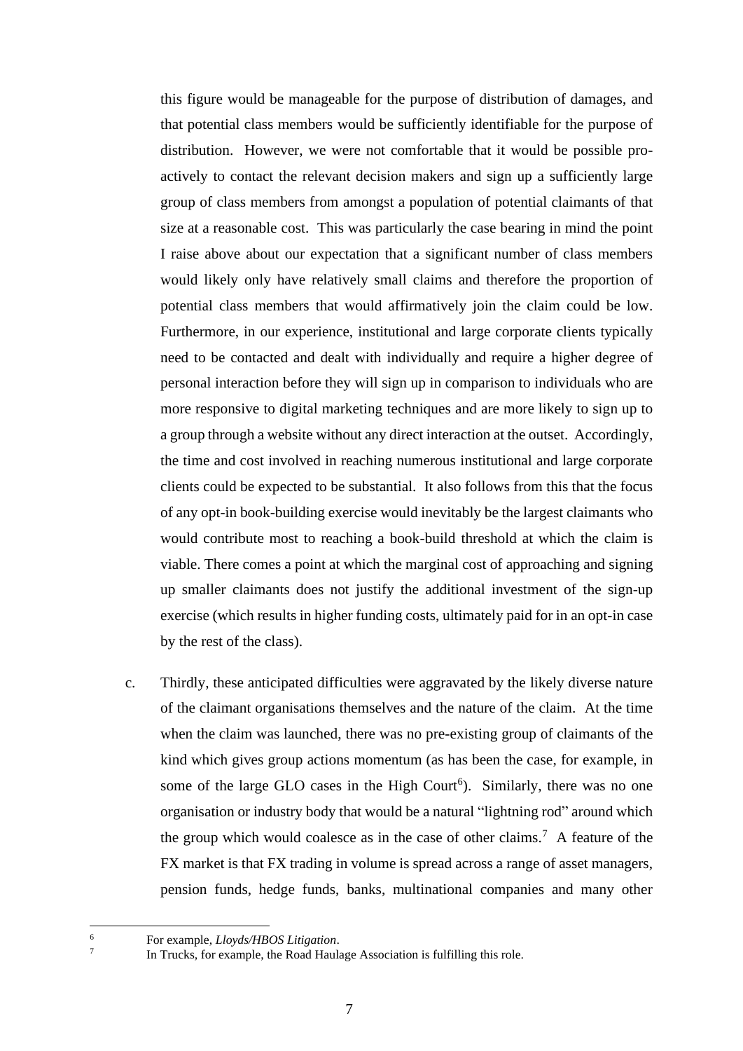this figure would be manageable for the purpose of distribution of damages, and that potential class members would be sufficiently identifiable for the purpose of distribution. However, we were not comfortable that it would be possible pro-actively to contact the relevant decision makers and sign up a sufficiently large group of class members from amongst a population of potential claimants of that size at a reasonable cost. This was particularly the case bearing in mind the point I raise above about our expectation that a significant number of class members would likely only have relatively small claims and therefore the proportion of potential class members that would affirmatively join the claim could be low. Furthermore, in our experience, institutional and large corporate clients typically need to be contacted and dealt with individually and require a higher degree of personal interaction before they will sign up in comparison to individuals who are more responsive to digital marketing techniques and are more likely to sign up to a group through a website without any direct interaction at the outset. Accordingly, the time and cost involved in reaching numerous institutional and large corporate clients could be expected to be substantial. It also follows from this that the focus of any opt-in book-building exercise would inevitably be the largest claimants who would contribute most to reaching a book-build threshold at which the claim is viable. There comes a point at which the marginal cost of approaching and signing up smaller claimants does not justify the additional investment of the sign-up exercise (which results in higher funding costs, ultimately paid for in an opt-in case by the rest of the class).

c. Thirdly, these anticipated difficulties were aggravated by the likely diverse nature of the claimant organisations themselves and the nature of the claim. At the time when the claim was launched, there was no pre-existing group of claimants of the kind which gives group actions momentum (as has been the case, for example, in some of the large GLO cases in the High Court[6]). Similarly, there was no one organisation or industry body that would be a natural "lightning rod" around which the group which would coalesce as in the case of other claims.[7] A feature of the FX market is that FX trading in volume is spread across a range of asset managers, pension funds, hedge funds, banks, multinational companies and many other

---

[6] For example, *Lloyds/HBOS Litigation*.

[7] In Trucks, for example, the Road Haulage Association is fulfilling this role.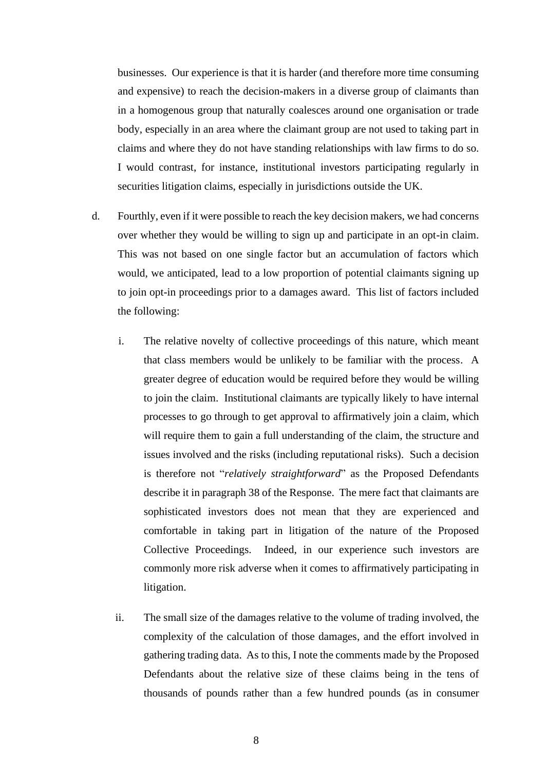businesses. Our experience is that it is harder (and therefore more time consuming and expensive) to reach the decision-makers in a diverse group of claimants than in a homogenous group that naturally coalesces around one organisation or trade body, especially in an area where the claimant group are not used to taking part in claims and where they do not have standing relationships with law firms to do so. I would contrast, for instance, institutional investors participating regularly in securities litigation claims, especially in jurisdictions outside the UK.

d. Fourthly, even if it were possible to reach the key decision makers, we had concerns over whether they would be willing to sign up and participate in an opt-in claim. This was not based on one single factor but an accumulation of factors which would, we anticipated, lead to a low proportion of potential claimants signing up to join opt-in proceedings prior to a damages award. This list of factors included the following:

   i. The relative novelty of collective proceedings of this nature, which meant that class members would be unlikely to be familiar with the process. A greater degree of education would be required before they would be willing to join the claim. Institutional claimants are typically likely to have internal processes to go through to get approval to affirmatively join a claim, which will require them to gain a full understanding of the claim, the structure and issues involved and the risks (including reputational risks). Such a decision is therefore not "*relatively straightforward*" as the Proposed Defendants describe it in paragraph 38 of the Response. The mere fact that claimants are sophisticated investors does not mean that they are experienced and comfortable in taking part in litigation of the nature of the Proposed Collective Proceedings. Indeed, in our experience such investors are commonly more risk adverse when it comes to affirmatively participating in litigation.

   ii. The small size of the damages relative to the volume of trading involved, the complexity of the calculation of those damages, and the effort involved in gathering trading data. As to this, I note the comments made by the Proposed Defendants about the relative size of these claims being in the tens of thousands of pounds rather than a few hundred pounds (as in consumer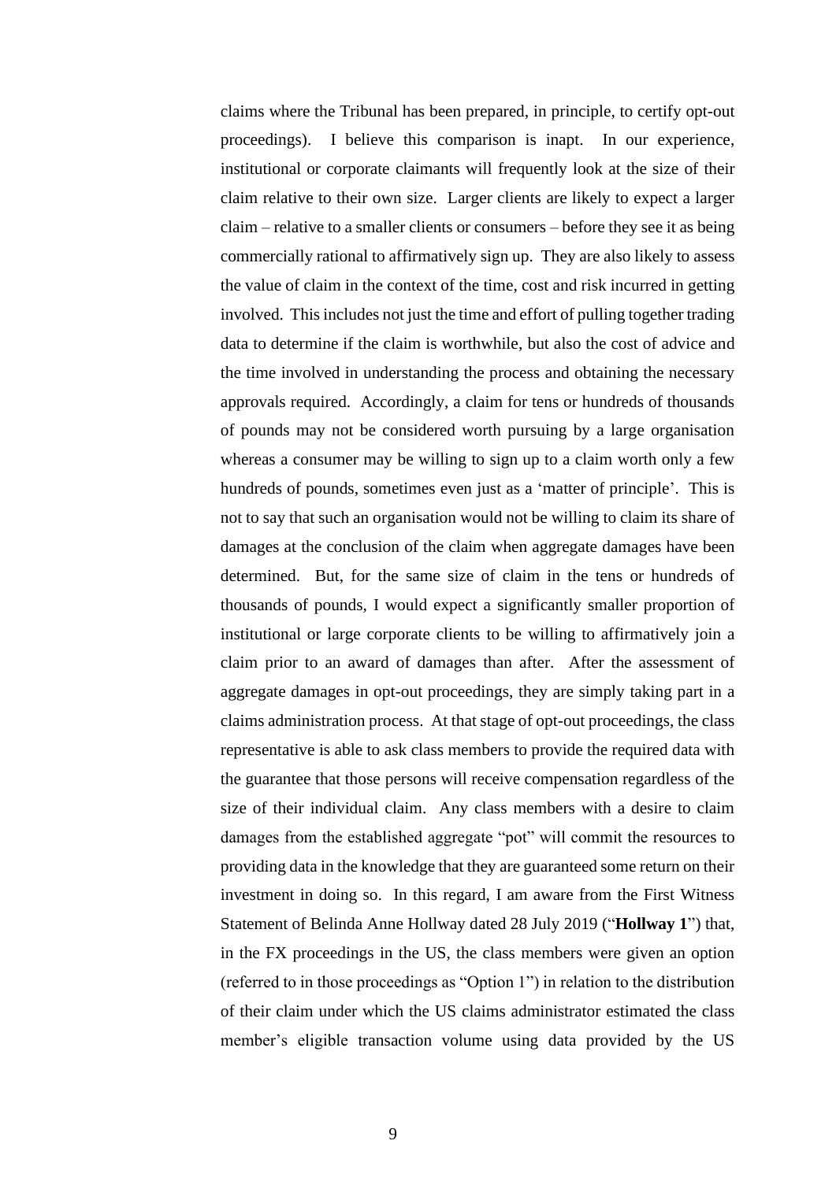claims where the Tribunal has been prepared, in principle, to certify opt-out proceedings). I believe this comparison is inapt. In our experience, institutional or corporate claimants will frequently look at the size of their claim relative to their own size. Larger clients are likely to expect a larger claim – relative to a smaller clients or consumers – before they see it as being commercially rational to affirmatively sign up. They are also likely to assess the value of claim in the context of the time, cost and risk incurred in getting involved. This includes not just the time and effort of pulling together trading data to determine if the claim is worthwhile, but also the cost of advice and the time involved in understanding the process and obtaining the necessary approvals required. Accordingly, a claim for tens or hundreds of thousands of pounds may not be considered worth pursuing by a large organisation whereas a consumer may be willing to sign up to a claim worth only a few hundreds of pounds, sometimes even just as a 'matter of principle'. This is not to say that such an organisation would not be willing to claim its share of damages at the conclusion of the claim when aggregate damages have been determined. But, for the same size of claim in the tens or hundreds of thousands of pounds, I would expect a significantly smaller proportion of institutional or large corporate clients to be willing to affirmatively join a claim prior to an award of damages than after. After the assessment of aggregate damages in opt-out proceedings, they are simply taking part in a claims administration process. At that stage of opt-out proceedings, the class representative is able to ask class members to provide the required data with the guarantee that those persons will receive compensation regardless of the size of their individual claim. Any class members with a desire to claim damages from the established aggregate "pot" will commit the resources to providing data in the knowledge that they are guaranteed some return on their investment in doing so. In this regard, I am aware from the First Witness Statement of Belinda Anne Hollway dated 28 July 2019 ("**Hollway 1**") that, in the FX proceedings in the US, the class members were given an option (referred to in those proceedings as "Option 1") in relation to the distribution of their claim under which the US claims administrator estimated the class member's eligible transaction volume using data provided by the US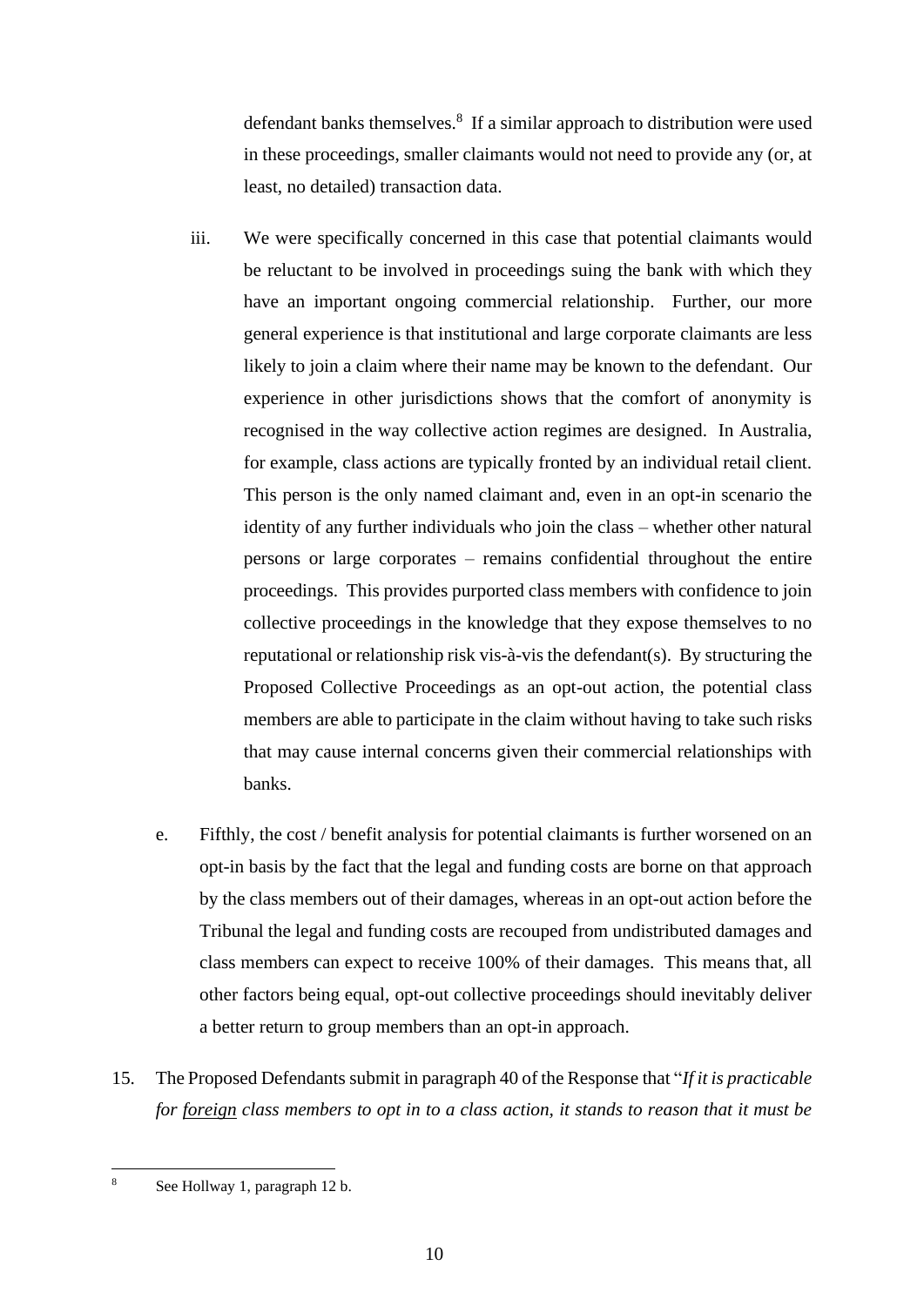defendant banks themselves.[8] If a similar approach to distribution were used in these proceedings, smaller claimants would not need to provide any (or, at least, no detailed) transaction data.

iii. We were specifically concerned in this case that potential claimants would be reluctant to be involved in proceedings suing the bank with which they have an important ongoing commercial relationship. Further, our more general experience is that institutional and large corporate claimants are less likely to join a claim where their name may be known to the defendant. Our experience in other jurisdictions shows that the comfort of anonymity is recognised in the way collective action regimes are designed. In Australia, for example, class actions are typically fronted by an individual retail client. This person is the only named claimant and, even in an opt-in scenario the identity of any further individuals who join the class – whether other natural persons or large corporates – remains confidential throughout the entire proceedings. This provides purported class members with confidence to join collective proceedings in the knowledge that they expose themselves to no reputational or relationship risk vis-à-vis the defendant(s). By structuring the Proposed Collective Proceedings as an opt-out action, the potential class members are able to participate in the claim without having to take such risks that may cause internal concerns given their commercial relationships with banks.

e. Fifthly, the cost / benefit analysis for potential claimants is further worsened on an opt-in basis by the fact that the legal and funding costs are borne on that approach by the class members out of their damages, whereas in an opt-out action before the Tribunal the legal and funding costs are recouped from undistributed damages and class members can expect to receive 100% of their damages. This means that, all other factors being equal, opt-out collective proceedings should inevitably deliver a better return to group members than an opt-in approach.

15. The Proposed Defendants submit in paragraph 40 of the Response that "*If it is practicable for <u>foreign</u> class members to opt in to a class action, it stands to reason that it must be*

---

[8] See Hollway 1, paragraph 12 b.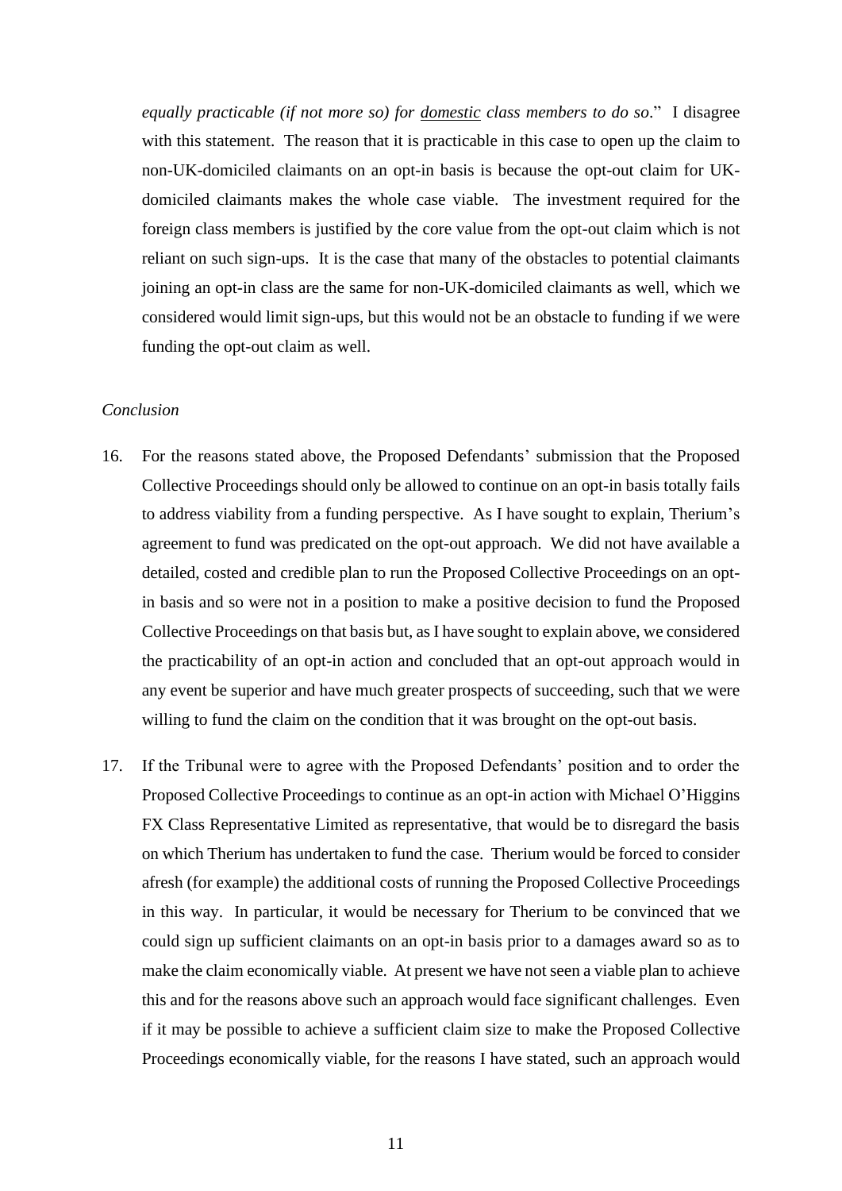*equally practicable (if not more so) for domestic class members to do so*." I disagree with this statement. The reason that it is practicable in this case to open up the claim to non-UK-domiciled claimants on an opt-in basis is because the opt-out claim for UK-domiciled claimants makes the whole case viable. The investment required for the foreign class members is justified by the core value from the opt-out claim which is not reliant on such sign-ups. It is the case that many of the obstacles to potential claimants joining an opt-in class are the same for non-UK-domiciled claimants as well, which we considered would limit sign-ups, but this would not be an obstacle to funding if we were funding the opt-out claim as well.

*Conclusion*

16. For the reasons stated above, the Proposed Defendants' submission that the Proposed Collective Proceedings should only be allowed to continue on an opt-in basis totally fails to address viability from a funding perspective. As I have sought to explain, Therium's agreement to fund was predicated on the opt-out approach. We did not have available a detailed, costed and credible plan to run the Proposed Collective Proceedings on an opt-in basis and so were not in a position to make a positive decision to fund the Proposed Collective Proceedings on that basis but, as I have sought to explain above, we considered the practicability of an opt-in action and concluded that an opt-out approach would in any event be superior and have much greater prospects of succeeding, such that we were willing to fund the claim on the condition that it was brought on the opt-out basis.

17. If the Tribunal were to agree with the Proposed Defendants' position and to order the Proposed Collective Proceedings to continue as an opt-in action with Michael O'Higgins FX Class Representative Limited as representative, that would be to disregard the basis on which Therium has undertaken to fund the case. Therium would be forced to consider afresh (for example) the additional costs of running the Proposed Collective Proceedings in this way. In particular, it would be necessary for Therium to be convinced that we could sign up sufficient claimants on an opt-in basis prior to a damages award so as to make the claim economically viable. At present we have not seen a viable plan to achieve this and for the reasons above such an approach would face significant challenges. Even if it may be possible to achieve a sufficient claim size to make the Proposed Collective Proceedings economically viable, for the reasons I have stated, such an approach would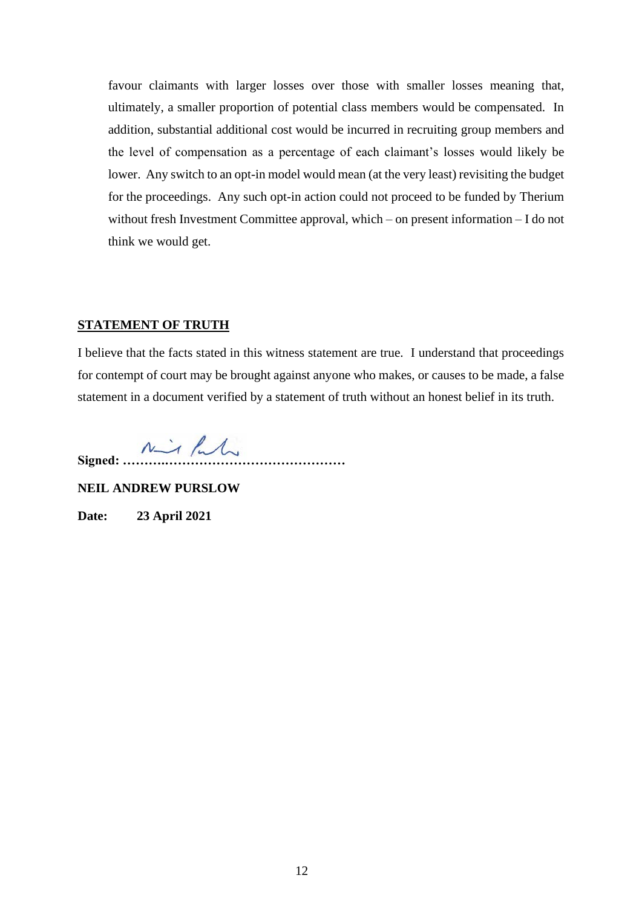favour claimants with larger losses over those with smaller losses meaning that, ultimately, a smaller proportion of potential class members would be compensated. In addition, substantial additional cost would be incurred in recruiting group members and the level of compensation as a percentage of each claimant's losses would likely be lower. Any switch to an opt-in model would mean (at the very least) revisiting the budget for the proceedings. Any such opt-in action could not proceed to be funded by Therium without fresh Investment Committee approval, which – on present information – I do not think we would get.

**STATEMENT OF TRUTH**

I believe that the facts stated in this witness statement are true. I understand that proceedings for contempt of court may be brought against anyone who makes, or causes to be made, a false statement in a document verified by a statement of truth without an honest belief in its truth.

**Signed: ……….……………………………………**

**NEIL ANDREW PURSLOW**

**Date: 23 April 2021**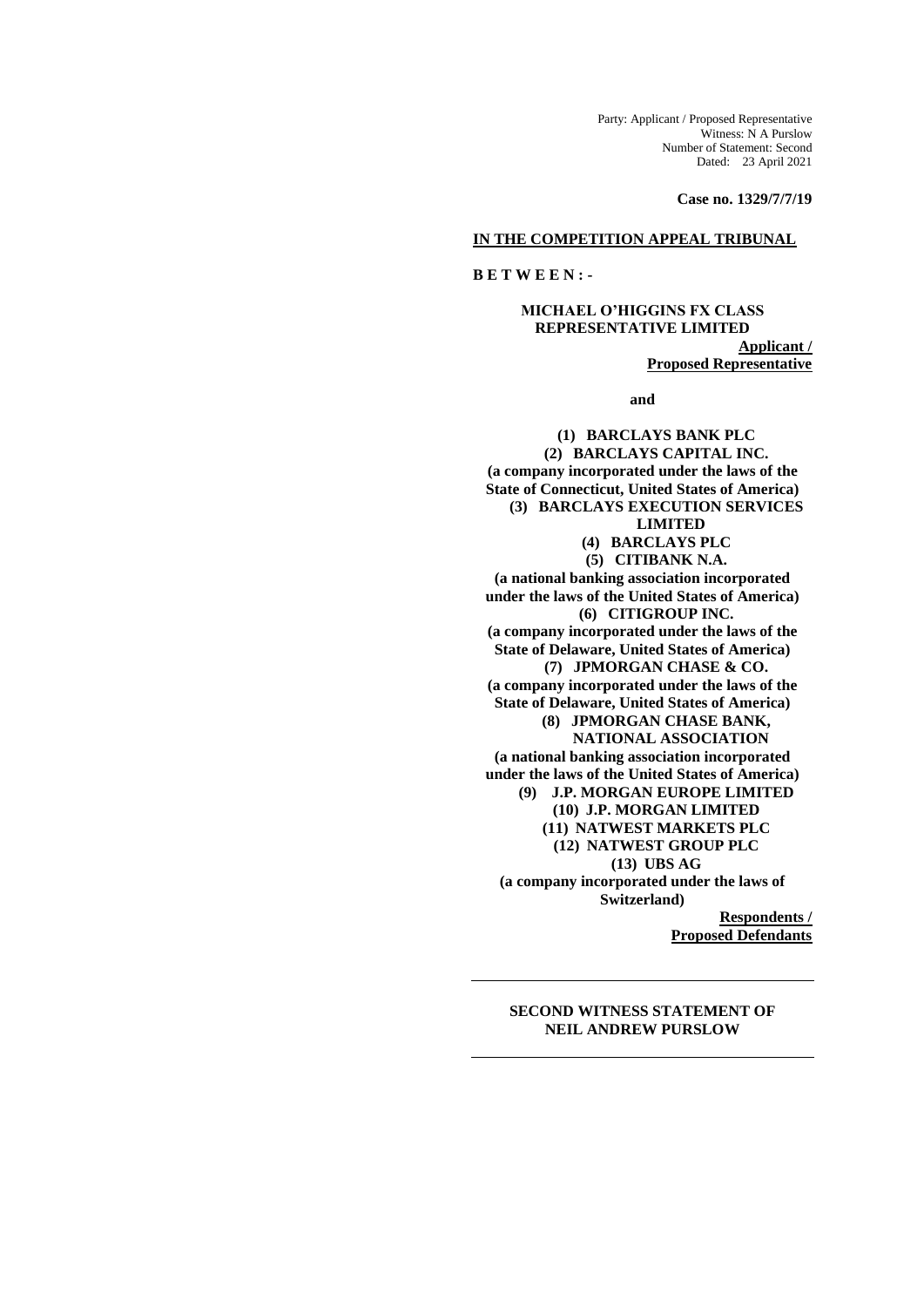Party: Applicant / Proposed Representative
Witness: N A Purslow
Number of Statement: Second
Dated: 23 April 2021

**Case no. 1329/7/7/19**

**IN THE COMPETITION APPEAL TRIBUNAL**

**B E T W E E N : -**

**MICHAEL O'HIGGINS FX CLASS REPRESENTATIVE LIMITED**

**Applicant / Proposed Representative**

**and**

**(1) BARCLAYS BANK PLC**
**(2) BARCLAYS CAPITAL INC.**
**(a company incorporated under the laws of the State of Connecticut, United States of America)**
**(3) BARCLAYS EXECUTION SERVICES LIMITED**
**(4) BARCLAYS PLC**
**(5) CITIBANK N.A.**
**(a national banking association incorporated under the laws of the United States of America)**
**(6) CITIGROUP INC.**
**(a company incorporated under the laws of the State of Delaware, United States of America)**
**(7) JPMORGAN CHASE & CO.**
**(a company incorporated under the laws of the State of Delaware, United States of America)**
**(8) JPMORGAN CHASE BANK, NATIONAL ASSOCIATION**
**(a national banking association incorporated under the laws of the United States of America)**
**(9) J.P. MORGAN EUROPE LIMITED**
**(10) J.P. MORGAN LIMITED**
**(11) NATWEST MARKETS PLC**
**(12) NATWEST GROUP PLC**
**(13) UBS AG**
**(a company incorporated under the laws of Switzerland)**

**Respondents / Proposed Defendants**

---

**SECOND WITNESS STATEMENT OF NEIL ANDREW PURSLOW**

---